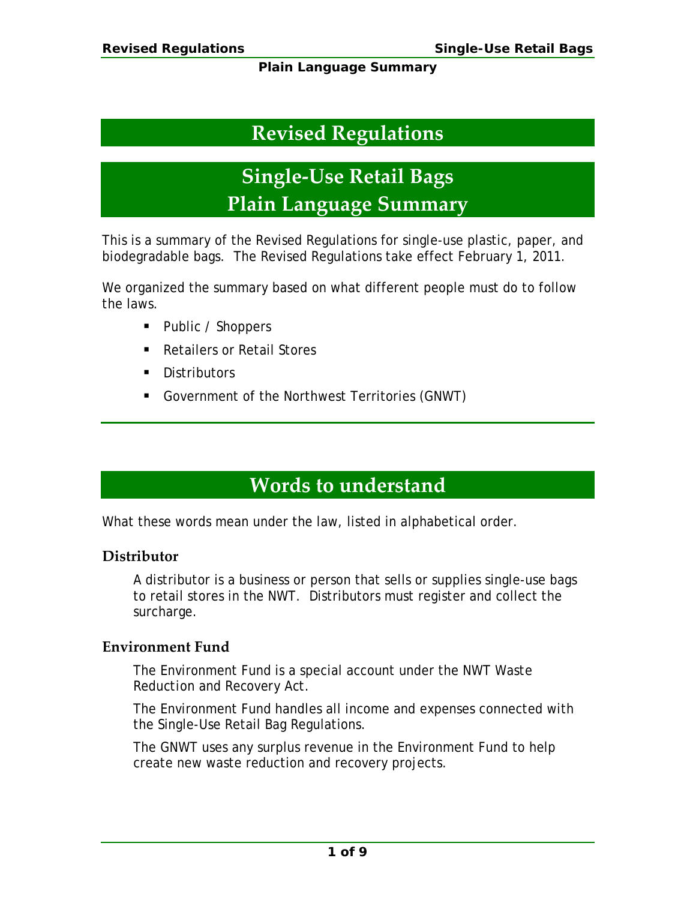# Revised Regulations

# Single-Use Retail Bags
# Plain Language Summary

This is a summary of the Revised Regulations for single-use plastic, paper, and biodegradable bags. The Revised Regulations take effect February 1, 2011.

We organized the summary based on what different people must do to follow the laws.

- Public / Shoppers
- Retailers or Retail Stores
- Distributors
- Government of the Northwest Territories (GNWT)

## Words to understand

What these words mean under the law, listed in alphabetical order.

### Distributor

A distributor is a business or person that sells or supplies single-use bags to retail stores in the NWT. Distributors must register and collect the surcharge.

### Environment Fund

The Environment Fund is a special account under the NWT Waste Reduction and Recovery Act.

The Environment Fund handles all income and expenses connected with the Single-Use Retail Bag Regulations.

The GNWT uses any surplus revenue in the Environment Fund to help create new waste reduction and recovery projects.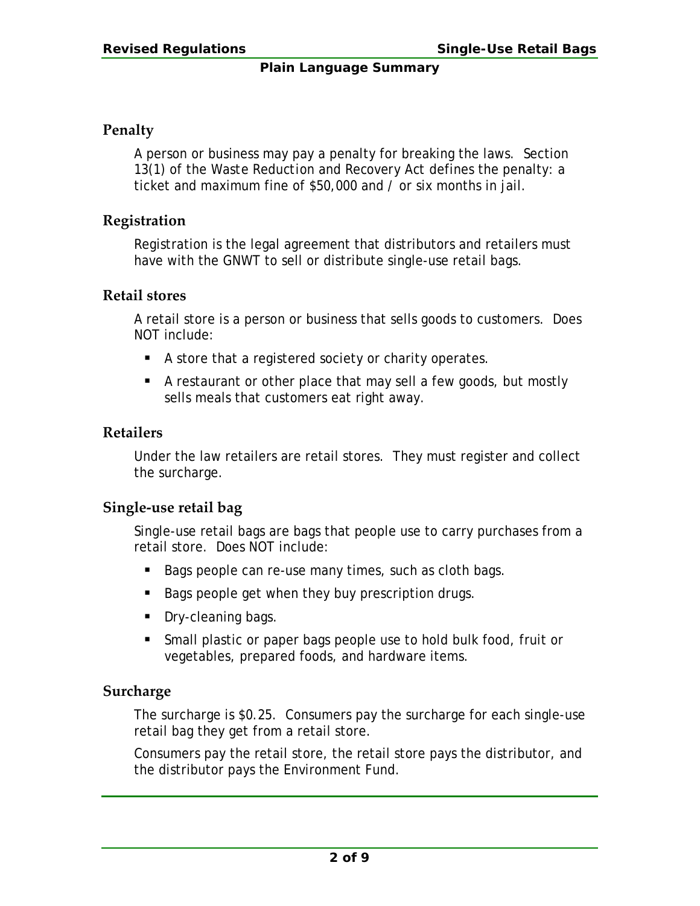## Penalty

A person or business may pay a penalty for breaking the laws. Section 13(1) of the *Waste Reduction and Recovery Act* defines the penalty: a ticket and maximum fine of $50,000 and / or six months in jail.

## Registration

Registration is the legal agreement that distributors and retailers must have with the GNWT to sell or distribute single-use retail bags.

## Retail stores

A retail store is a person or business that sells goods to customers. Does NOT include:

- A store that a registered society or charity operates.
- A restaurant or other place that may sell a few goods, but mostly sells meals that customers eat right away.

## Retailers

Under the law retailers are retail stores. They must register and collect the surcharge.

## Single-use retail bag

Single-use retail bags are bags that people use to carry purchases from a retail store. Does NOT include:

- Bags people can re-use many times, such as cloth bags.
- Bags people get when they buy prescription drugs.
- Dry-cleaning bags.
- Small plastic or paper bags people use to hold bulk food, fruit or vegetables, prepared foods, and hardware items.

## Surcharge

The surcharge is $0.25. Consumers pay the surcharge for each single-use retail bag they get from a retail store.

Consumers pay the retail store, the retail store pays the distributor, and the distributor pays the Environment Fund.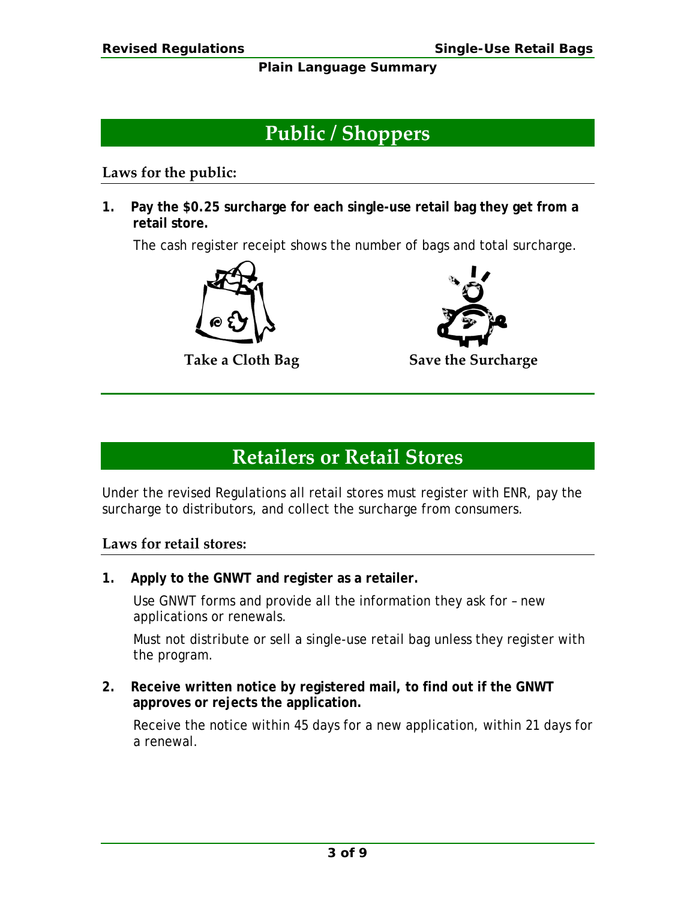# Public / Shoppers

### Laws for the public:

1. **Pay the $0.25 surcharge for each single-use retail bag they get from a retail store.**

   The cash register receipt shows the number of bags and total surcharge.

**Take a Cloth Bag** **Save the Surcharge**

# Retailers or Retail Stores

Under the revised Regulations all retail stores must register with ENR, pay the surcharge to distributors, and collect the surcharge from consumers.

### Laws for retail stores:

1. **Apply to the GNWT and register as a retailer.**

   Use GNWT forms and provide all the information they ask for – new applications or renewals.

   Must not distribute or sell a single-use retail bag unless they register with the program.

2. **Receive written notice by registered mail, to find out if the GNWT approves or rejects the application.**

   Receive the notice within 45 days for a new application, within 21 days for a renewal.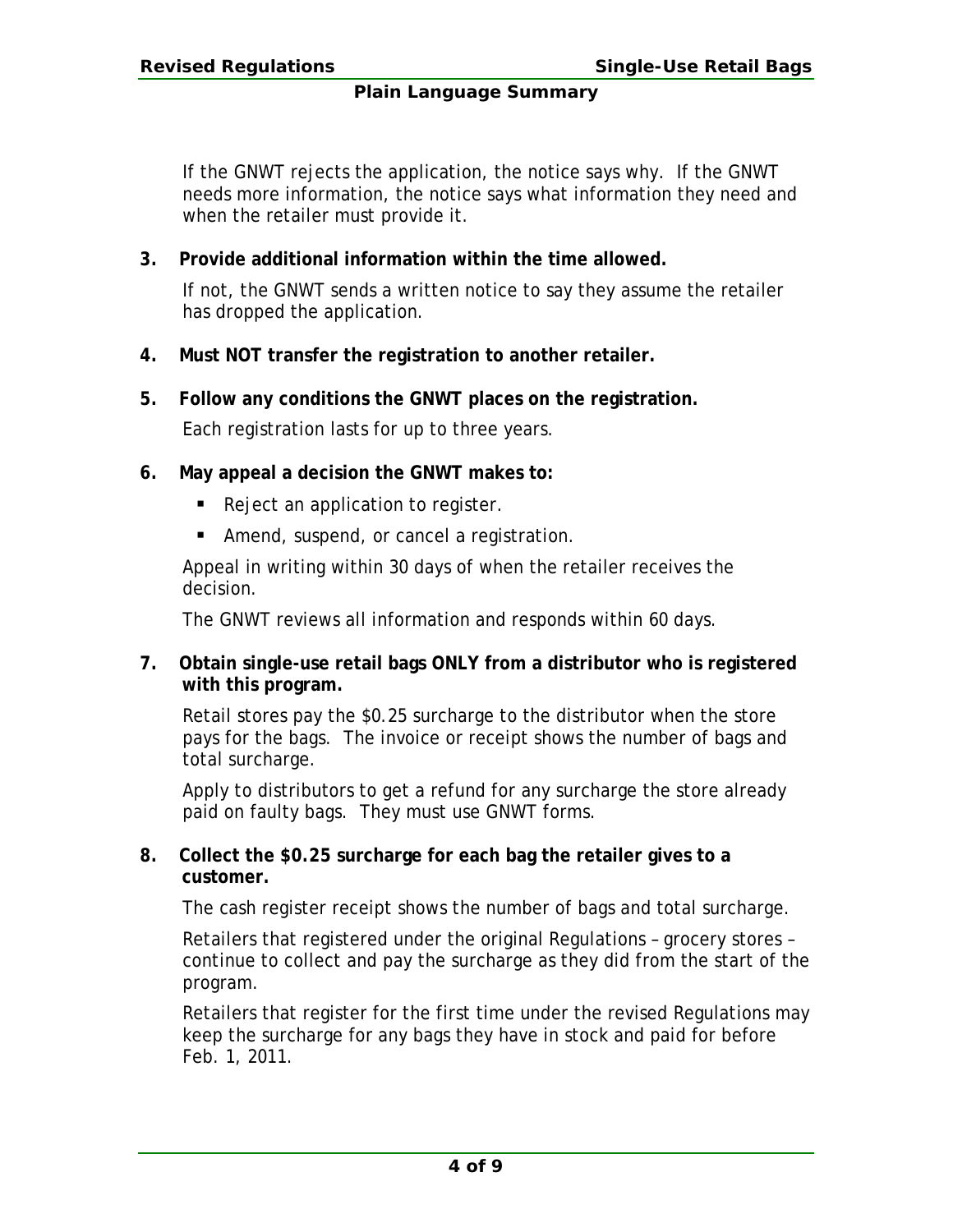If the GNWT rejects the application, the notice says why. If the GNWT needs more information, the notice says what information they need and when the retailer must provide it.

3. **Provide additional information within the time allowed.**

   If not, the GNWT sends a written notice to say they assume the retailer has dropped the application.

4. **Must NOT transfer the registration to another retailer.**

5. **Follow any conditions the GNWT places on the registration.**

   Each registration lasts for up to three years.

6. **May appeal a decision the GNWT makes to:**

   - Reject an application to register.
   - Amend, suspend, or cancel a registration.

   Appeal in writing within 30 days of when the retailer receives the decision.

   The GNWT reviews all information and responds within 60 days.

7. **Obtain single-use retail bags ONLY from a distributor who is registered with this program.**

   Retail stores pay the $0.25 surcharge to the distributor when the store pays for the bags. The invoice or receipt shows the number of bags and total surcharge.

   Apply to distributors to get a refund for any surcharge the store already paid on faulty bags. They must use GNWT forms.

8. **Collect the $0.25 surcharge for each bag the retailer gives to a customer.**

   The cash register receipt shows the number of bags and total surcharge.

   Retailers that registered under the original Regulations – grocery stores – continue to collect and pay the surcharge as they did from the start of the program.

   Retailers that register for the first time under the revised Regulations may keep the surcharge for any bags they have in stock and paid for before Feb. 1, 2011.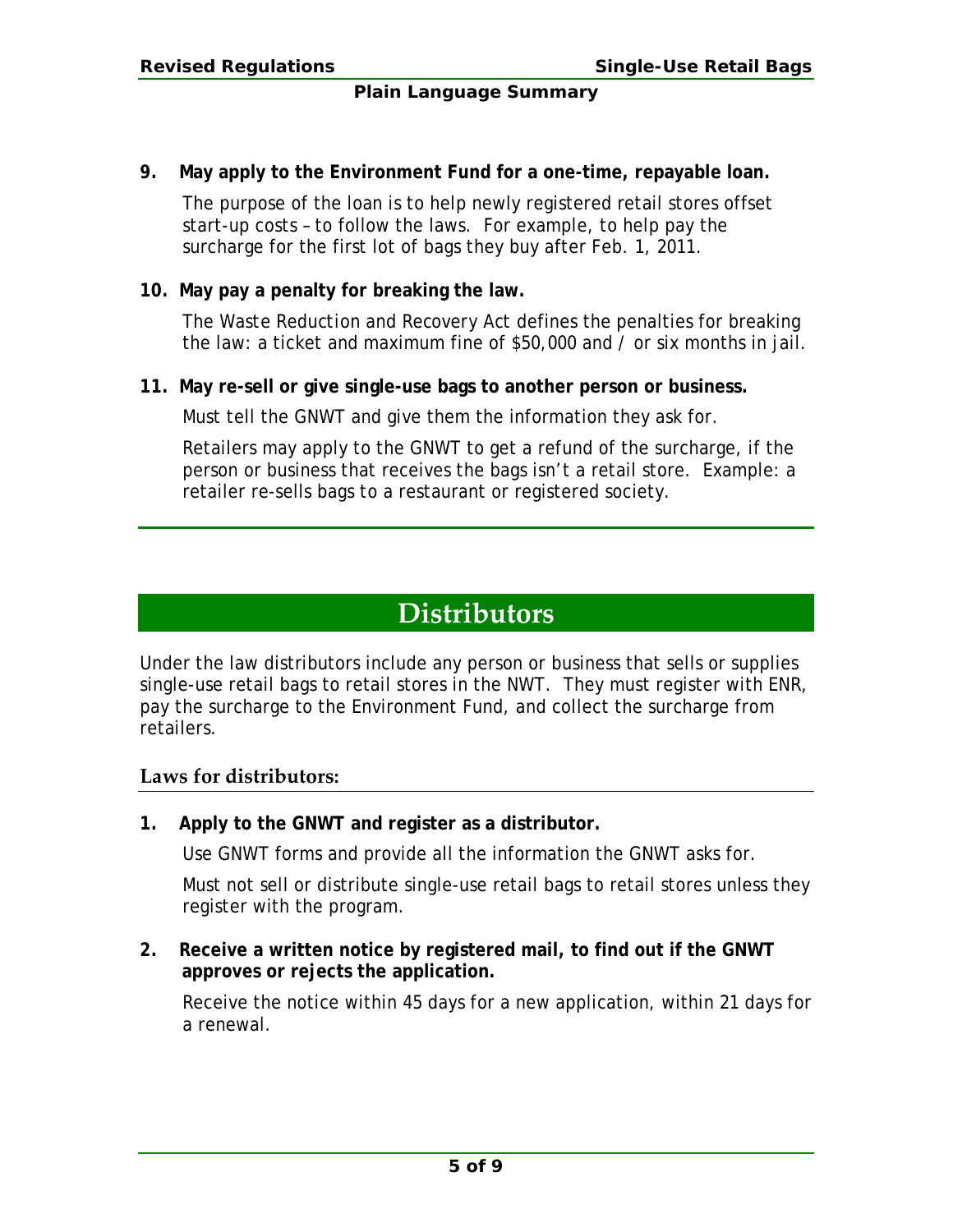9. **May apply to the Environment Fund for a one-time, repayable loan.**

   The purpose of the loan is to help newly registered retail stores offset start-up costs – to follow the laws. For example, to help pay the surcharge for the first lot of bags they buy after Feb. 1, 2011.

10. **May pay a penalty for breaking the law.**

    The *Waste Reduction and Recovery Act* defines the penalties for breaking the law: a ticket and maximum fine of $50,000 and / or six months in jail.

11. **May re-sell or give single-use bags to another person or business.**

    Must tell the GNWT and give them the information they ask for.

    Retailers may apply to the GNWT to get a refund of the surcharge, if the person or business that receives the bags isn't a retail store. Example: a retailer re-sells bags to a restaurant or registered society.

# Distributors

Under the law distributors include any person or business that sells or supplies single-use retail bags to retail stores in the NWT. They must register with ENR, pay the surcharge to the Environment Fund, and collect the surcharge from retailers.

### Laws for distributors:

1. **Apply to the GNWT and register as a distributor.**

   Use GNWT forms and provide all the information the GNWT asks for.

   Must not sell or distribute single-use retail bags to retail stores unless they register with the program.

2. **Receive a written notice by registered mail, to find out if the GNWT approves or rejects the application.**

   Receive the notice within 45 days for a new application, within 21 days for a renewal.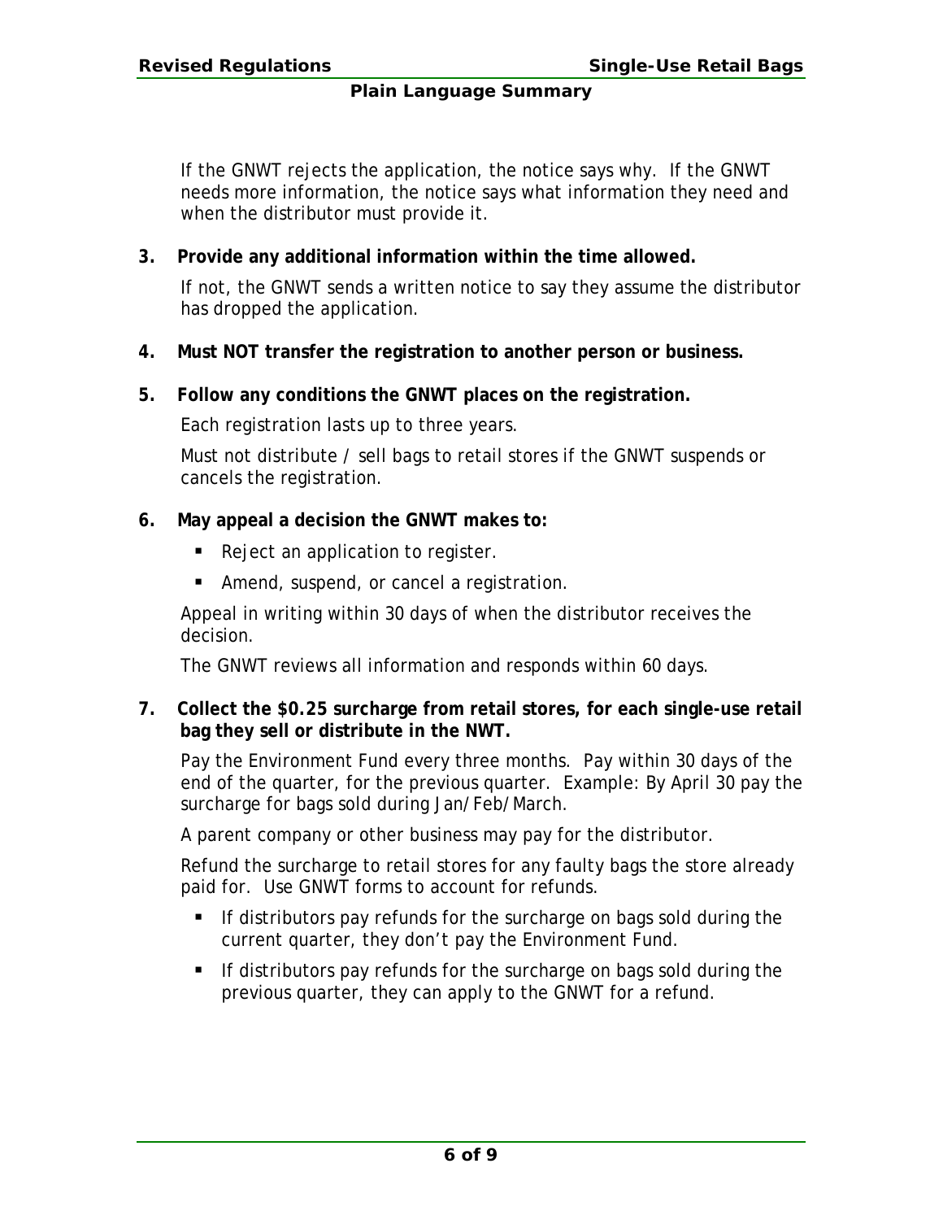If the GNWT rejects the application, the notice says why. If the GNWT needs more information, the notice says what information they need and when the distributor must provide it.

**3. Provide any additional information within the time allowed.**

If not, the GNWT sends a written notice to say they assume the distributor has dropped the application.

**4. Must NOT transfer the registration to another person or business.**

**5. Follow any conditions the GNWT places on the registration.**

Each registration lasts up to three years.

Must not distribute / sell bags to retail stores if the GNWT suspends or cancels the registration.

**6. May appeal a decision the GNWT makes to:**

- Reject an application to register.
- Amend, suspend, or cancel a registration.

Appeal in writing within 30 days of when the distributor receives the decision.

The GNWT reviews all information and responds within 60 days.

**7. Collect the $0.25 surcharge from retail stores, for each single-use retail bag they sell or distribute in the NWT.**

Pay the Environment Fund every three months. Pay within 30 days of the end of the quarter, for the previous quarter. Example: By April 30 pay the surcharge for bags sold during Jan/Feb/March.

A parent company or other business may pay for the distributor.

Refund the surcharge to retail stores for any faulty bags the store already paid for. Use GNWT forms to account for refunds.

- If distributors pay refunds for the surcharge on bags sold during the current quarter, they don't pay the Environment Fund.
- If distributors pay refunds for the surcharge on bags sold during the previous quarter, they can apply to the GNWT for a refund.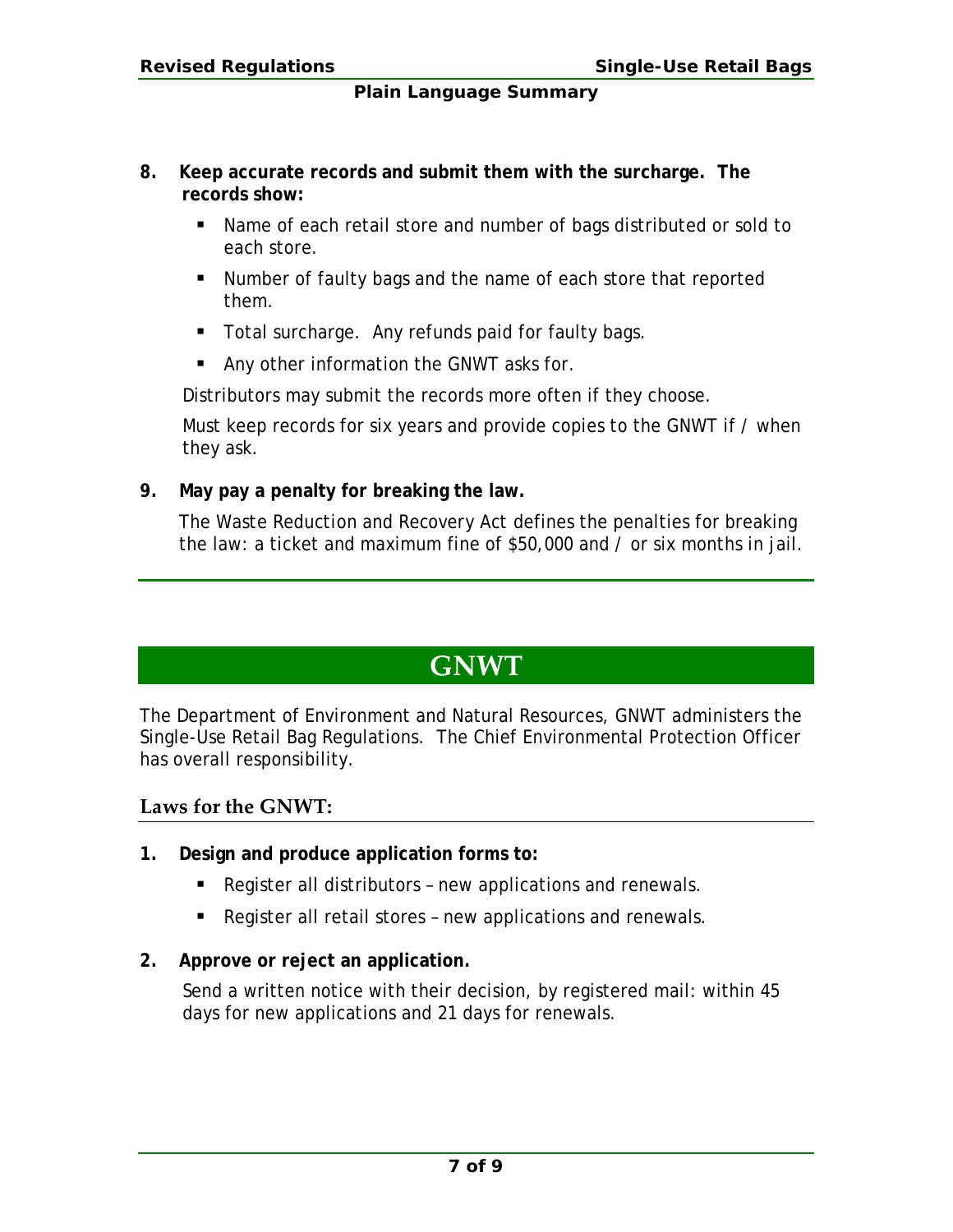8. **Keep accurate records and submit them with the surcharge. The records show:**

   - Name of each retail store and number of bags distributed or sold to each store.
   - Number of faulty bags and the name of each store that reported them.
   - Total surcharge. Any refunds paid for faulty bags.
   - Any other information the GNWT asks for.

   Distributors may submit the records more often if they choose.

   Must keep records for six years and provide copies to the GNWT if / when they ask.

9. **May pay a penalty for breaking the law.**

   The Waste Reduction and Recovery Act defines the penalties for breaking the law: a ticket and maximum fine of $50,000 and / or six months in jail.

# GNWT

The Department of Environment and Natural Resources, GNWT administers the Single-Use Retail Bag Regulations. The Chief Environmental Protection Officer has overall responsibility.

## Laws for the GNWT:

1. **Design and produce application forms to:**

   - Register all distributors – new applications and renewals.
   - Register all retail stores – new applications and renewals.

2. **Approve or reject an application.**

   Send a written notice with their decision, by registered mail: within 45 days for new applications and 21 days for renewals.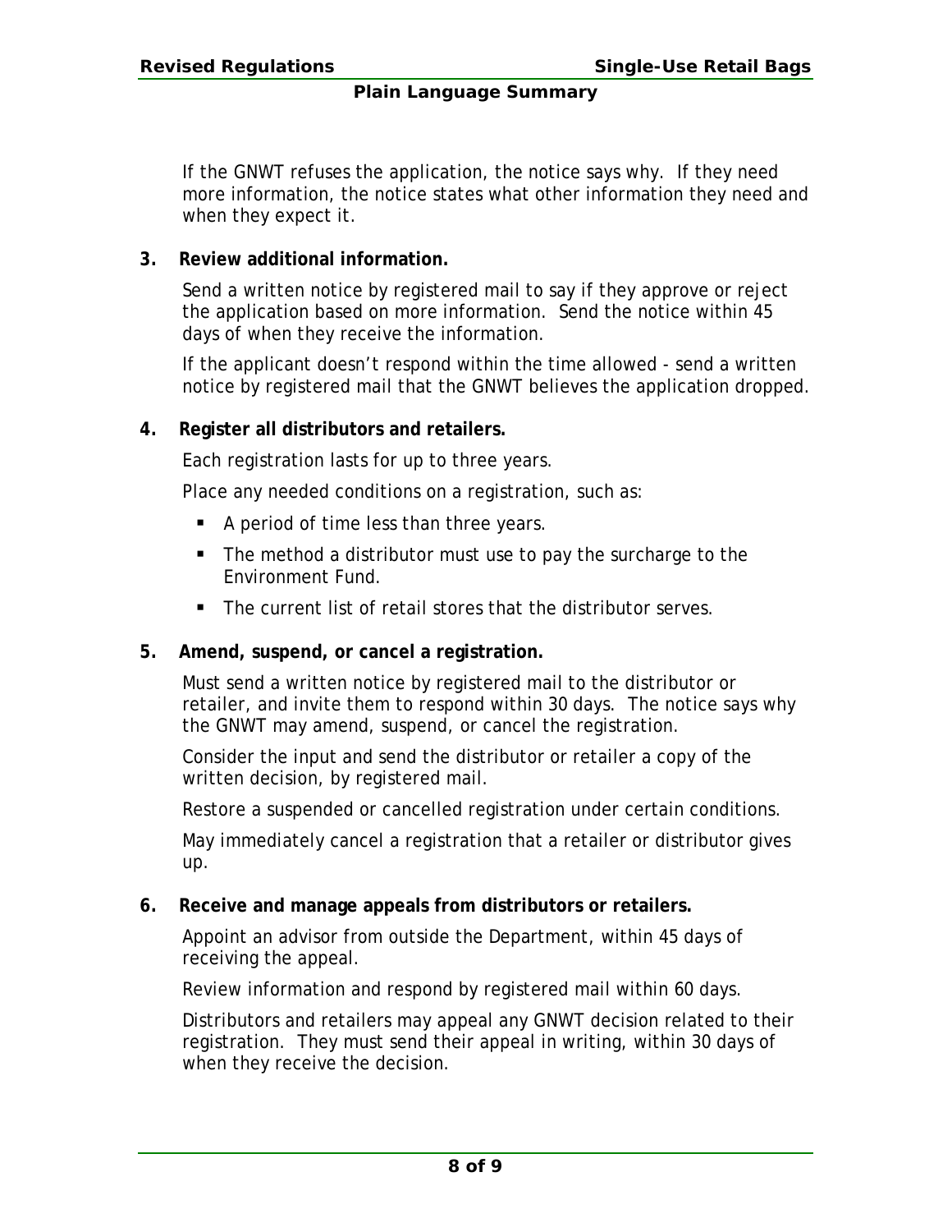If the GNWT refuses the application, the notice says why. If they need more information, the notice states what other information they need and when they expect it.

**3. Review additional information.**

Send a written notice by registered mail to say if they approve or reject the application based on more information. Send the notice within 45 days of when they receive the information.

If the applicant doesn't respond within the time allowed - send a written notice by registered mail that the GNWT believes the application dropped.

**4. Register all distributors and retailers.**

Each registration lasts for up to three years.

Place any needed conditions on a registration, such as:

- A period of time less than three years.
- The method a distributor must use to pay the surcharge to the Environment Fund.
- The current list of retail stores that the distributor serves.

**5. Amend, suspend, or cancel a registration.**

Must send a written notice by registered mail to the distributor or retailer, and invite them to respond within 30 days. The notice says why the GNWT may amend, suspend, or cancel the registration.

Consider the input and send the distributor or retailer a copy of the written decision, by registered mail.

Restore a suspended or cancelled registration under certain conditions.

May immediately cancel a registration that a retailer or distributor gives up.

**6. Receive and manage appeals from distributors or retailers.**

Appoint an advisor from outside the Department, within 45 days of receiving the appeal.

Review information and respond by registered mail within 60 days.

Distributors and retailers may appeal any GNWT decision related to their registration. They must send their appeal in writing, within 30 days of when they receive the decision.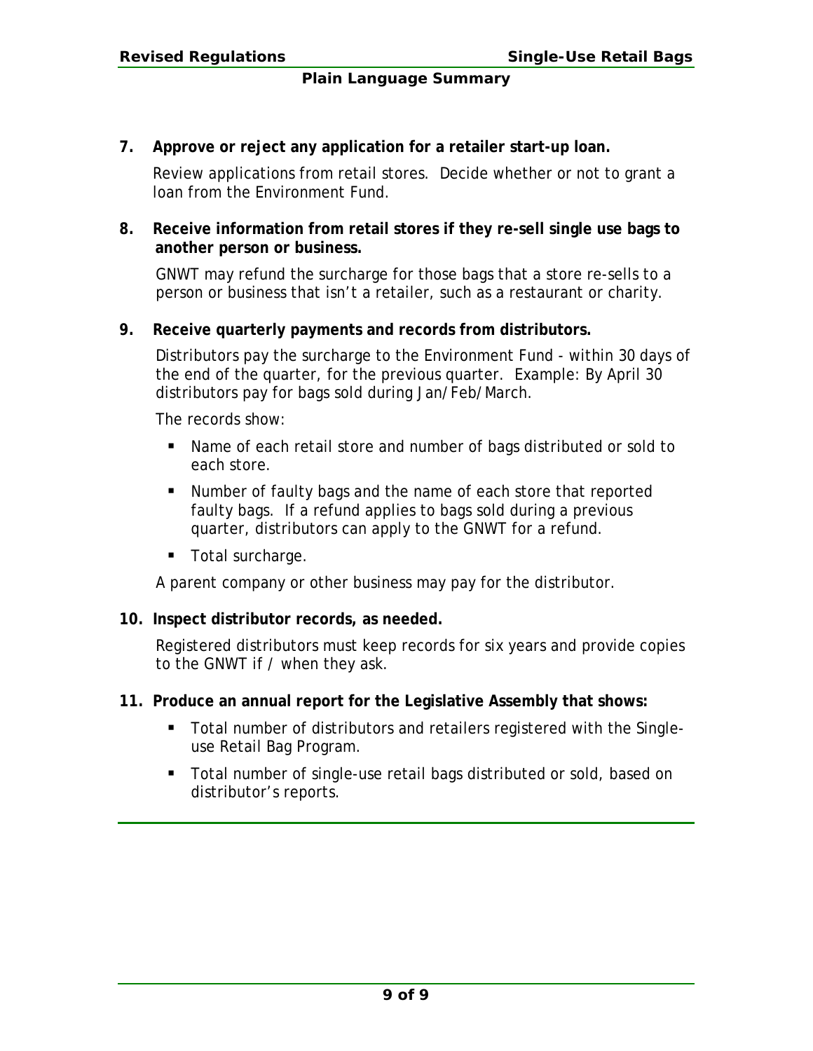**7. Approve or reject any application for a retailer start-up loan.**

Review applications from retail stores. Decide whether or not to grant a loan from the Environment Fund.

**8. Receive information from retail stores if they re-sell single use bags to another person or business.**

GNWT may refund the surcharge for those bags that a store re-sells to a person or business that isn't a retailer, such as a restaurant or charity.

**9. Receive quarterly payments and records from distributors.**

Distributors pay the surcharge to the Environment Fund - within 30 days of the end of the quarter, for the previous quarter. Example: By April 30 distributors pay for bags sold during Jan/Feb/March.

The records show:

- Name of each retail store and number of bags distributed or sold to each store.
- Number of faulty bags and the name of each store that reported faulty bags. If a refund applies to bags sold during a previous quarter, distributors can apply to the GNWT for a refund.
- Total surcharge.

A parent company or other business may pay for the distributor.

**10. Inspect distributor records, as needed.**

Registered distributors must keep records for six years and provide copies to the GNWT if / when they ask.

**11. Produce an annual report for the Legislative Assembly that shows:**

- Total number of distributors and retailers registered with the Single-use Retail Bag Program.
- Total number of single-use retail bags distributed or sold, based on distributor's reports.